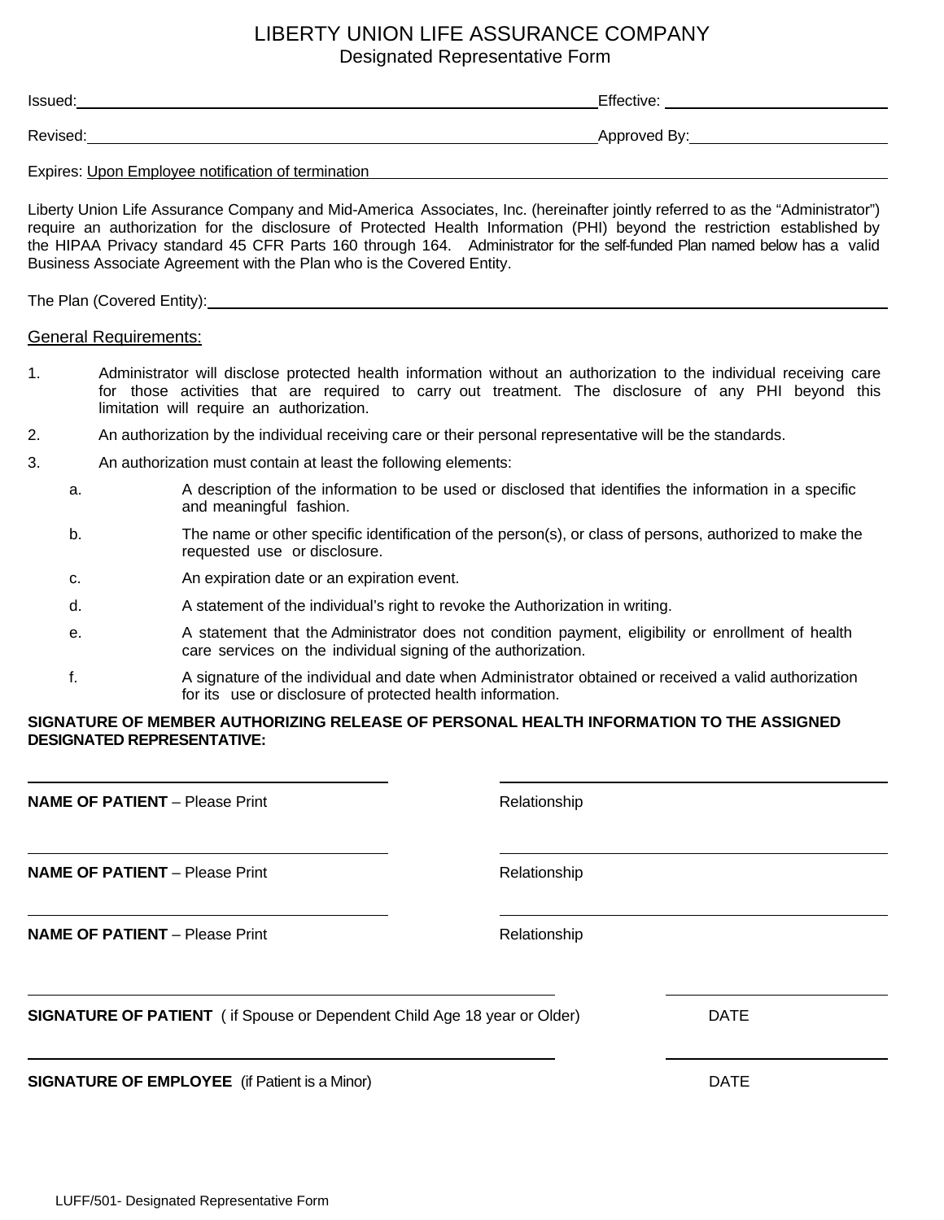# LIBERTY UNION LIFE ASSURANCE COMPANY

## Designated Representative Form

Issued:\_\_\_\_\_\_\_\_\_\_\_\_\_\_\_\_\_\_\_\_\_\_\_\_\_\_\_\_\_\_ Effective: \_\_\_\_\_\_\_\_\_\_\_\_\_\_\_\_\_\_\_\_

Revised:\_\_\_\_\_\_\_\_\_\_\_\_\_\_\_\_\_\_\_\_\_\_\_\_\_\_\_\_\_\_ Approved By:\_\_\_\_\_\_\_\_\_\_\_\_\_\_\_\_\_\_\_\_

Expires: Upon Employee notification of termination

Liberty Union Life Assurance Company and Mid-America Associates, Inc. (hereinafter jointly referred to as the "Administrator") require an authorization for the disclosure of Protected Health Information (PHI) beyond the restriction established by the HIPAA Privacy standard 45 CFR Parts 160 through 164. Administrator for the self-funded Plan named below has a valid Business Associate Agreement with the Plan who is the Covered Entity.

The Plan (Covered Entity):\_\_\_\_\_\_\_\_\_\_\_\_\_\_\_\_\_\_\_\_\_\_\_\_\_\_\_\_\_\_\_\_\_\_\_\_\_\_\_\_

General Requirements:

1. Administrator will disclose protected health information without an authorization to the individual receiving care for those activities that are required to carry out treatment. The disclosure of any PHI beyond this limitation will require an authorization.
2. An authorization by the individual receiving care or their personal representative will be the standards.
3. An authorization must contain at least the following elements:
   a. A description of the information to be used or disclosed that identifies the information in a specific and meaningful fashion.
   b. The name or other specific identification of the person(s), or class of persons, authorized to make the requested use or disclosure.
   c. An expiration date or an expiration event.
   d. A statement of the individual's right to revoke the Authorization in writing.
   e. A statement that the Administrator does not condition payment, eligibility or enrollment of health care services on the individual signing of the authorization.
   f. A signature of the individual and date when Administrator obtained or received a valid authorization for its use or disclosure of protected health information.

**SIGNATURE OF MEMBER AUTHORIZING RELEASE OF PERSONAL HEALTH INFORMATION TO THE ASSIGNED DESIGNATED REPRESENTATIVE:**

\_\_\_\_\_\_\_\_\_\_\_\_\_\_\_\_\_\_\_\_\_\_\_\_\_\_\_\_\_\_ \_\_\_\_\_\_\_\_\_\_\_\_\_\_\_\_\_\_\_\_\_\_\_\_\_\_\_\_\_\_

**NAME OF PATIENT** – Please Print Relationship

\_\_\_\_\_\_\_\_\_\_\_\_\_\_\_\_\_\_\_\_\_\_\_\_\_\_\_\_\_\_ \_\_\_\_\_\_\_\_\_\_\_\_\_\_\_\_\_\_\_\_\_\_\_\_\_\_\_\_\_\_

**NAME OF PATIENT** – Please Print Relationship

\_\_\_\_\_\_\_\_\_\_\_\_\_\_\_\_\_\_\_\_\_\_\_\_\_\_\_\_\_\_ \_\_\_\_\_\_\_\_\_\_\_\_\_\_\_\_\_\_\_\_\_\_\_\_\_\_\_\_\_\_

**NAME OF PATIENT** – Please Print Relationship

\_\_\_\_\_\_\_\_\_\_\_\_\_\_\_\_\_\_\_\_\_\_\_\_\_\_\_\_\_\_\_\_\_\_\_\_\_\_\_\_ \_\_\_\_\_\_\_\_\_\_\_\_\_\_\_\_\_\_\_\_

**SIGNATURE OF PATIENT** ( if Spouse or Dependent Child Age 18 year or Older) DATE

\_\_\_\_\_\_\_\_\_\_\_\_\_\_\_\_\_\_\_\_\_\_\_\_\_\_\_\_\_\_\_\_\_\_\_\_\_\_\_\_ \_\_\_\_\_\_\_\_\_\_\_\_\_\_\_\_\_\_\_\_

**SIGNATURE OF EMPLOYEE** (if Patient is a Minor) DATE

LUFF/501- Designated Representative Form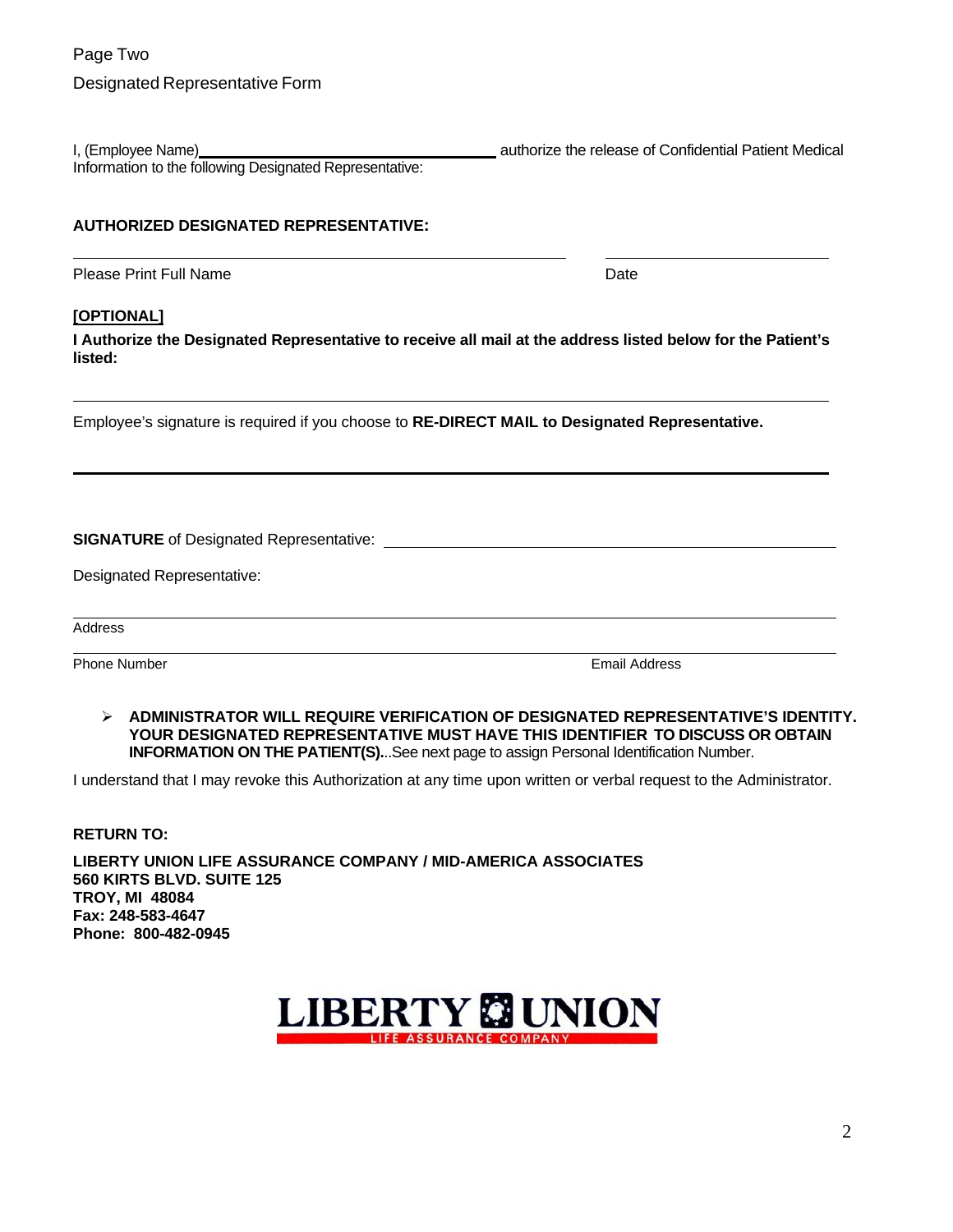Page Two

Designated Representative Form

I, (Employee Name)________________________________ authorize the release of Confidential Patient Medical Information to the following Designated Representative:

**AUTHORIZED DESIGNATED REPRESENTATIVE:**

______________________________________________ ____________________

Please Print Full Name Date

**[OPTIONAL]**

**I Authorize the Designated Representative to receive all mail at the address listed below for the Patient's listed:**

______________________________________________________________________

Employee's signature is required if you choose to **RE-DIRECT MAIL to Designated Representative.**

______________________________________________________________________

**SIGNATURE** of Designated Representative: ______________________________________

Designated Representative:

______________________________________________________________________

Address

______________________________________________________________________

Phone Number Email Address

- **ADMINISTRATOR WILL REQUIRE VERIFICATION OF DESIGNATED REPRESENTATIVE'S IDENTITY. YOUR DESIGNATED REPRESENTATIVE MUST HAVE THIS IDENTIFIER TO DISCUSS OR OBTAIN INFORMATION ON THE PATIENT(S).**..See next page to assign Personal Identification Number.

I understand that I may revoke this Authorization at any time upon written or verbal request to the Administrator.

**RETURN TO:**

**LIBERTY UNION LIFE ASSURANCE COMPANY / MID-AMERICA ASSOCIATES**
**560 KIRTS BLVD. SUITE 125**
**TROY, MI 48084**
**Fax: 248-583-4647**
**Phone: 800-482-0945**

LIBERTY UNION LIFE ASSURANCE COMPANY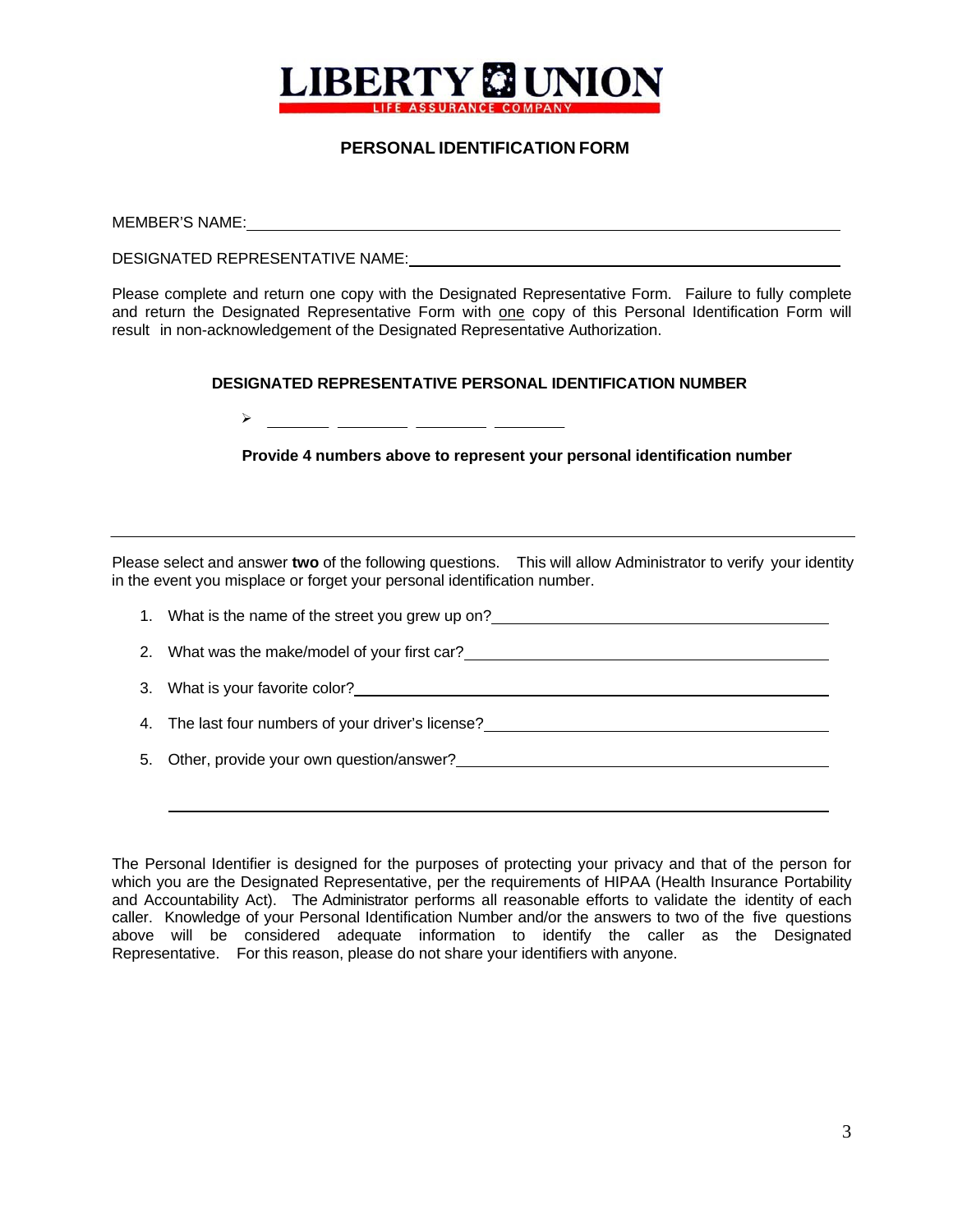# LIBERTY UNION

LIFE ASSURANCE COMPANY

## PERSONAL IDENTIFICATION FORM

MEMBER'S NAME: ______________________________________________

DESIGNATED REPRESENTATIVE NAME: ______________________________

Please complete and return one copy with the Designated Representative Form. Failure to fully complete and return the Designated Representative Form with one copy of this Personal Identification Form will result in non-acknowledgement of the Designated Representative Authorization.

### DESIGNATED REPRESENTATIVE PERSONAL IDENTIFICATION NUMBER

- ______ ______ ______ ______

**Provide 4 numbers above to represent your personal identification number**

---

Please select and answer **two** of the following questions. This will allow Administrator to verify your identity in the event you misplace or forget your personal identification number.

1. What is the name of the street you grew up on? ______________________
2. What was the make/model of your first car? ______________________
3. What is your favorite color? ______________________
4. The last four numbers of your driver's license? ______________________
5. Other, provide your own question/answer? ______________________

   ______________________________________________

The Personal Identifier is designed for the purposes of protecting your privacy and that of the person for which you are the Designated Representative, per the requirements of HIPAA (Health Insurance Portability and Accountability Act). The Administrator performs all reasonable efforts to validate the identity of each caller. Knowledge of your Personal Identification Number and/or the answers to two of the five questions above will be considered adequate information to identify the caller as the Designated Representative. For this reason, please do not share your identifiers with anyone.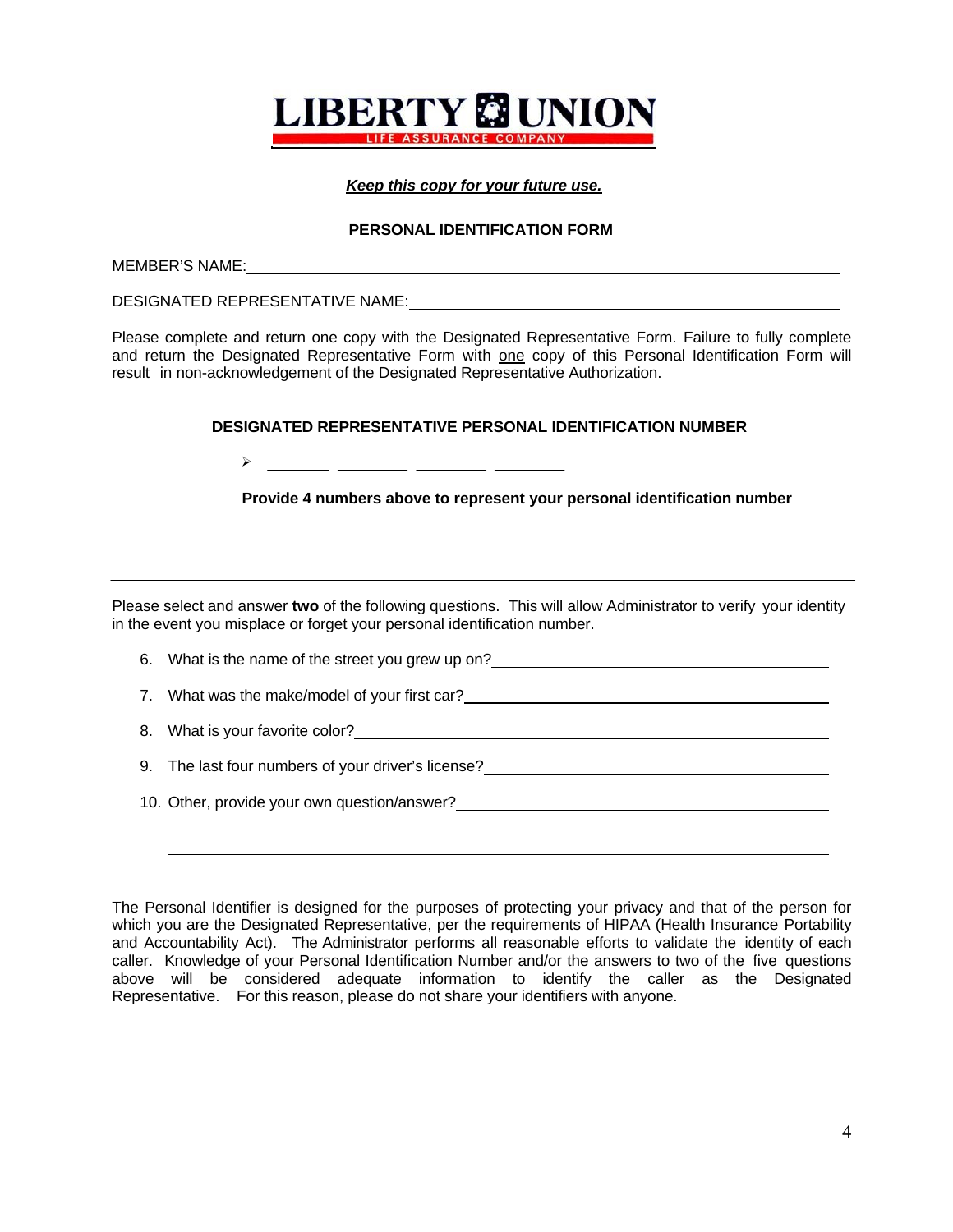**LIBERTY UNION**
LIFE ASSURANCE COMPANY

***Keep this copy for your future use.***

**PERSONAL IDENTIFICATION FORM**

MEMBER'S NAME: ______________________________________________

DESIGNATED REPRESENTATIVE NAME: ______________________________________________

Please complete and return one copy with the Designated Representative Form. Failure to fully complete and return the Designated Representative Form with one copy of this Personal Identification Form will result in non-acknowledgement of the Designated Representative Authorization.

**DESIGNATED REPRESENTATIVE PERSONAL IDENTIFICATION NUMBER**

- _____ _____ _____ _____

**Provide 4 numbers above to represent your personal identification number**

---

Please select and answer **two** of the following questions. This will allow Administrator to verify your identity in the event you misplace or forget your personal identification number.

6. What is the name of the street you grew up on? ______________________________
7. What was the make/model of your first car? ______________________________
8. What is your favorite color? ______________________________
9. The last four numbers of your driver's license? ______________________________
10. Other, provide your own question/answer? ______________________________

    ______________________________________________

The Personal Identifier is designed for the purposes of protecting your privacy and that of the person for which you are the Designated Representative, per the requirements of HIPAA (Health Insurance Portability and Accountability Act). The Administrator performs all reasonable efforts to validate the identity of each caller. Knowledge of your Personal Identification Number and/or the answers to two of the five questions above will be considered adequate information to identify the caller as the Designated Representative. For this reason, please do not share your identifiers with anyone.